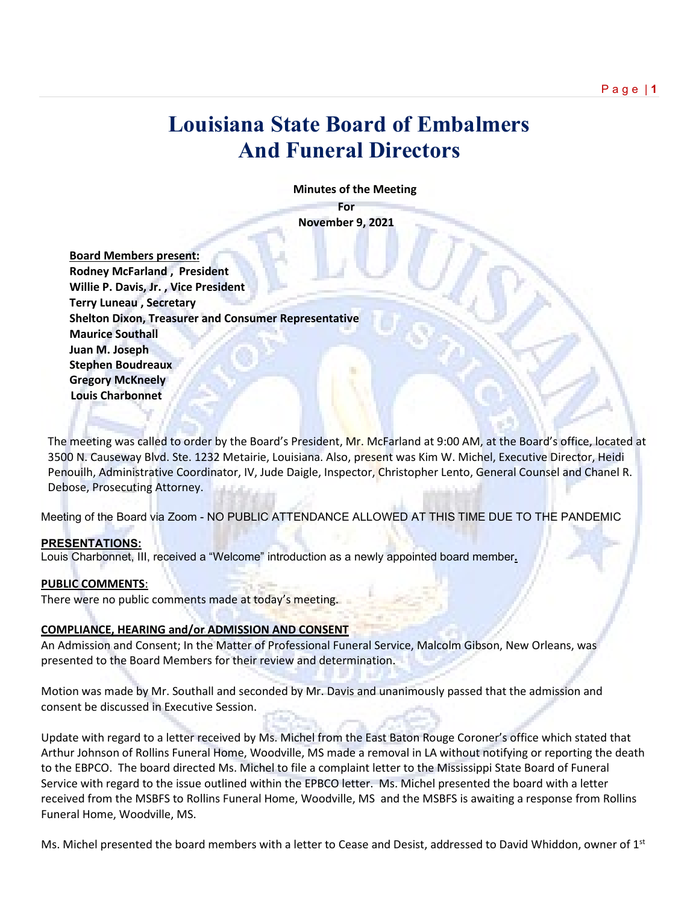# Louisiana State Board of Embalmers And Funeral Directors

**Minutes of the Meeting**

**For**

**November 9, 2021**

**Board Members present:**
**Rodney McFarland , President**
**Willie P. Davis, Jr. , Vice President**
**Terry Luneau , Secretary**
**Shelton Dixon, Treasurer and Consumer Representative**
**Maurice Southall**
**Juan M. Joseph**
**Stephen Boudreaux**
**Gregory McKneely**
**Louis Charbonnet**

The meeting was called to order by the Board's President, Mr. McFarland at 9:00 AM, at the Board's office, located at 3500 N. Causeway Blvd. Ste. 1232 Metairie, Louisiana. Also, present was Kim W. Michel, Executive Director, Heidi Penouilh, Administrative Coordinator, IV, Jude Daigle, Inspector, Christopher Lento, General Counsel and Chanel R. Debose, Prosecuting Attorney.

Meeting of the Board via Zoom - NO PUBLIC ATTENDANCE ALLOWED AT THIS TIME DUE TO THE PANDEMIC

**PRESENTATIONS:**
Louis Charbonnet, III, received a "Welcome" introduction as a newly appointed board member.

**PUBLIC COMMENTS**:
There were no public comments made at today's meeting.

**COMPLIANCE, HEARING and/or ADMISSION AND CONSENT**
An Admission and Consent; In the Matter of Professional Funeral Service, Malcolm Gibson, New Orleans, was presented to the Board Members for their review and determination.

Motion was made by Mr. Southall and seconded by Mr. Davis and unanimously passed that the admission and consent be discussed in Executive Session.

Update with regard to a letter received by Ms. Michel from the East Baton Rouge Coroner's office which stated that Arthur Johnson of Rollins Funeral Home, Woodville, MS made a removal in LA without notifying or reporting the death to the EBPCO. The board directed Ms. Michel to file a complaint letter to the Mississippi State Board of Funeral Service with regard to the issue outlined within the EPBCO letter. Ms. Michel presented the board with a letter received from the MSBFS to Rollins Funeral Home, Woodville, MS and the MSBFS is awaiting a response from Rollins Funeral Home, Woodville, MS.

Ms. Michel presented the board members with a letter to Cease and Desist, addressed to David Whiddon, owner of 1st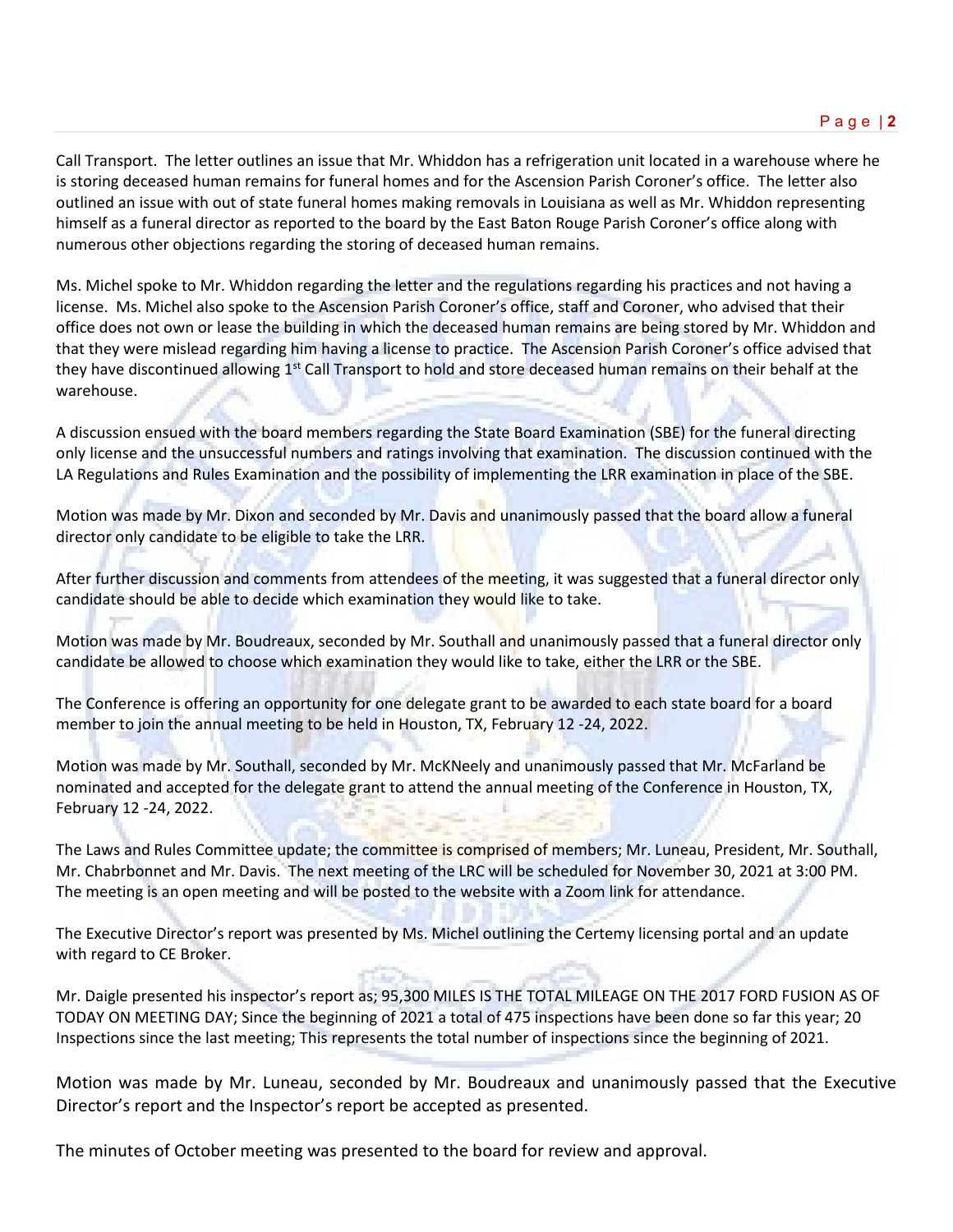Call Transport. The letter outlines an issue that Mr. Whiddon has a refrigeration unit located in a warehouse where he is storing deceased human remains for funeral homes and for the Ascension Parish Coroner's office. The letter also outlined an issue with out of state funeral homes making removals in Louisiana as well as Mr. Whiddon representing himself as a funeral director as reported to the board by the East Baton Rouge Parish Coroner's office along with numerous other objections regarding the storing of deceased human remains.

Ms. Michel spoke to Mr. Whiddon regarding the letter and the regulations regarding his practices and not having a license. Ms. Michel also spoke to the Ascension Parish Coroner's office, staff and Coroner, who advised that their office does not own or lease the building in which the deceased human remains are being stored by Mr. Whiddon and that they were mislead regarding him having a license to practice. The Ascension Parish Coroner's office advised that they have discontinued allowing 1st Call Transport to hold and store deceased human remains on their behalf at the warehouse.

A discussion ensued with the board members regarding the State Board Examination (SBE) for the funeral directing only license and the unsuccessful numbers and ratings involving that examination. The discussion continued with the LA Regulations and Rules Examination and the possibility of implementing the LRR examination in place of the SBE.

Motion was made by Mr. Dixon and seconded by Mr. Davis and unanimously passed that the board allow a funeral director only candidate to be eligible to take the LRR.

After further discussion and comments from attendees of the meeting, it was suggested that a funeral director only candidate should be able to decide which examination they would like to take.

Motion was made by Mr. Boudreaux, seconded by Mr. Southall and unanimously passed that a funeral director only candidate be allowed to choose which examination they would like to take, either the LRR or the SBE.

The Conference is offering an opportunity for one delegate grant to be awarded to each state board for a board member to join the annual meeting to be held in Houston, TX, February 12 -24, 2022.

Motion was made by Mr. Southall, seconded by Mr. McKNeely and unanimously passed that Mr. McFarland be nominated and accepted for the delegate grant to attend the annual meeting of the Conference in Houston, TX, February 12 -24, 2022.

The Laws and Rules Committee update; the committee is comprised of members; Mr. Luneau, President, Mr. Southall, Mr. Chabrbonnet and Mr. Davis. The next meeting of the LRC will be scheduled for November 30, 2021 at 3:00 PM. The meeting is an open meeting and will be posted to the website with a Zoom link for attendance.

The Executive Director's report was presented by Ms. Michel outlining the Certemy licensing portal and an update with regard to CE Broker.

Mr. Daigle presented his inspector's report as; 95,300 MILES IS THE TOTAL MILEAGE ON THE 2017 FORD FUSION AS OF TODAY ON MEETING DAY; Since the beginning of 2021 a total of 475 inspections have been done so far this year; 20 Inspections since the last meeting; This represents the total number of inspections since the beginning of 2021.

Motion was made by Mr. Luneau, seconded by Mr. Boudreaux and unanimously passed that the Executive Director's report and the Inspector's report be accepted as presented.

The minutes of October meeting was presented to the board for review and approval.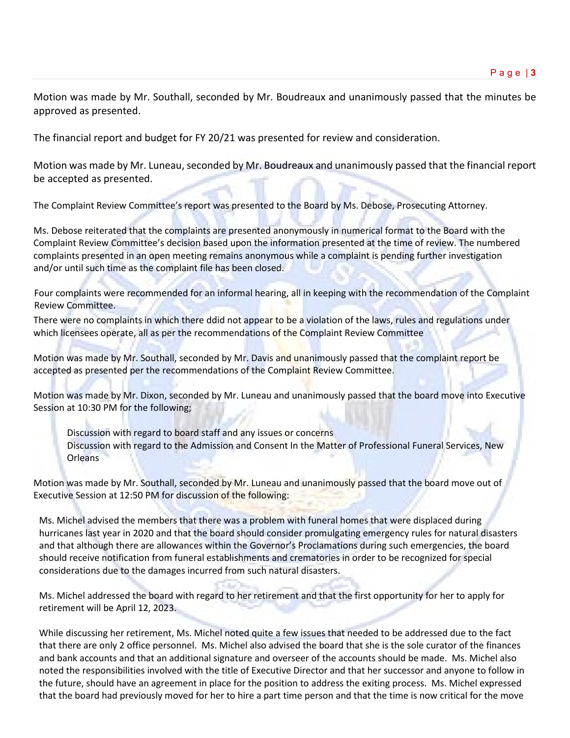Motion was made by Mr. Southall, seconded by Mr. Boudreaux and unanimously passed that the minutes be approved as presented.

The financial report and budget for FY 20/21 was presented for review and consideration.

Motion was made by Mr. Luneau, seconded by Mr. Boudreaux and unanimously passed that the financial report be accepted as presented.

The Complaint Review Committee's report was presented to the Board by Ms. Debose, Prosecuting Attorney.

Ms. Debose reiterated that the complaints are presented anonymously in numerical format to the Board with the Complaint Review Committee's decision based upon the information presented at the time of review. The numbered complaints presented in an open meeting remains anonymous while a complaint is pending further investigation and/or until such time as the complaint file has been closed.

Four complaints were recommended for an informal hearing, all in keeping with the recommendation of the Complaint Review Committee.

There were no complaints in which there ddid not appear to be a violation of the laws, rules and regulations under which licensees operate, all as per the recommendations of the Complaint Review Committee

Motion was made by Mr. Southall, seconded by Mr. Davis and unanimously passed that the complaint report be accepted as presented per the recommendations of the Complaint Review Committee.

Motion was made by Mr. Dixon, seconded by Mr. Luneau and unanimously passed that the board move into Executive Session at 10:30 PM for the following;

Discussion with regard to board staff and any issues or concerns
Discussion with regard to the Admission and Consent In the Matter of Professional Funeral Services, New Orleans

Motion was made by Mr. Southall, seconded by Mr. Luneau and unanimously passed that the board move out of Executive Session at 12:50 PM for discussion of the following:

Ms. Michel advised the members that there was a problem with funeral homes that were displaced during hurricanes last year in 2020 and that the board should consider promulgating emergency rules for natural disasters and that although there are allowances within the Governor's Proclamations during such emergencies, the board should receive notification from funeral establishments and crematories in order to be recognized for special considerations due to the damages incurred from such natural disasters.

Ms. Michel addressed the board with regard to her retirement and that the first opportunity for her to apply for retirement will be April 12, 2023.

While discussing her retirement, Ms. Michel noted quite a few issues that needed to be addressed due to the fact that there are only 2 office personnel. Ms. Michel also advised the board that she is the sole curator of the finances and bank accounts and that an additional signature and overseer of the accounts should be made. Ms. Michel also noted the responsibilities involved with the title of Executive Director and that her successor and anyone to follow in the future, should have an agreement in place for the position to address the exiting process. Ms. Michel expressed that the board had previously moved for her to hire a part time person and that the time is now critical for the move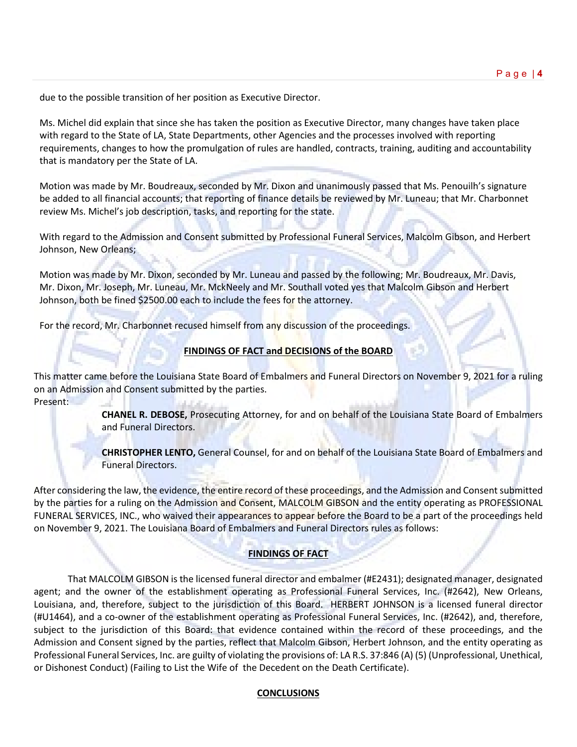due to the possible transition of her position as Executive Director.

Ms. Michel did explain that since she has taken the position as Executive Director, many changes have taken place with regard to the State of LA, State Departments, other Agencies and the processes involved with reporting requirements, changes to how the promulgation of rules are handled, contracts, training, auditing and accountability that is mandatory per the State of LA.

Motion was made by Mr. Boudreaux, seconded by Mr. Dixon and unanimously passed that Ms. Penouilh's signature be added to all financial accounts; that reporting of finance details be reviewed by Mr. Luneau; that Mr. Charbonnet review Ms. Michel's job description, tasks, and reporting for the state.

With regard to the Admission and Consent submitted by Professional Funeral Services, Malcolm Gibson, and Herbert Johnson, New Orleans;

Motion was made by Mr. Dixon, seconded by Mr. Luneau and passed by the following; Mr. Boudreaux, Mr. Davis, Mr. Dixon, Mr. Joseph, Mr. Luneau, Mr. McKneely and Mr. Southall voted yes that Malcolm Gibson and Herbert Johnson, both be fined $2500.00 each to include the fees for the attorney.

For the record, Mr. Charbonnet recused himself from any discussion of the proceedings.

## FINDINGS OF FACT and DECISIONS of the BOARD

This matter came before the Louisiana State Board of Embalmers and Funeral Directors on November 9, 2021 for a ruling on an Admission and Consent submitted by the parties.

Present:

> **CHANEL R. DEBOSE,** Prosecuting Attorney, for and on behalf of the Louisiana State Board of Embalmers and Funeral Directors.
>
> **CHRISTOPHER LENTO,** General Counsel, for and on behalf of the Louisiana State Board of Embalmers and Funeral Directors.

After considering the law, the evidence, the entire record of these proceedings, and the Admission and Consent submitted by the parties for a ruling on the Admission and Consent, MALCOLM GIBSON and the entity operating as PROFESSIONAL FUNERAL SERVICES, INC., who waived their appearances to appear before the Board to be a part of the proceedings held on November 9, 2021. The Louisiana Board of Embalmers and Funeral Directors rules as follows:

## FINDINGS OF FACT

That MALCOLM GIBSON is the licensed funeral director and embalmer (#E2431); designated manager, designated agent; and the owner of the establishment operating as Professional Funeral Services, Inc. (#2642), New Orleans, Louisiana, and, therefore, subject to the jurisdiction of this Board. HERBERT JOHNSON is a licensed funeral director (#U1464), and a co-owner of the establishment operating as Professional Funeral Services, Inc. (#2642), and, therefore, subject to the jurisdiction of this Board: that evidence contained within the record of these proceedings, and the Admission and Consent signed by the parties, reflect that Malcolm Gibson, Herbert Johnson, and the entity operating as Professional Funeral Services, Inc. are guilty of violating the provisions of: LA R.S. 37:846 (A) (5) (Unprofessional, Unethical, or Dishonest Conduct) (Failing to List the Wife of the Decedent on the Death Certificate).

## CONCLUSIONS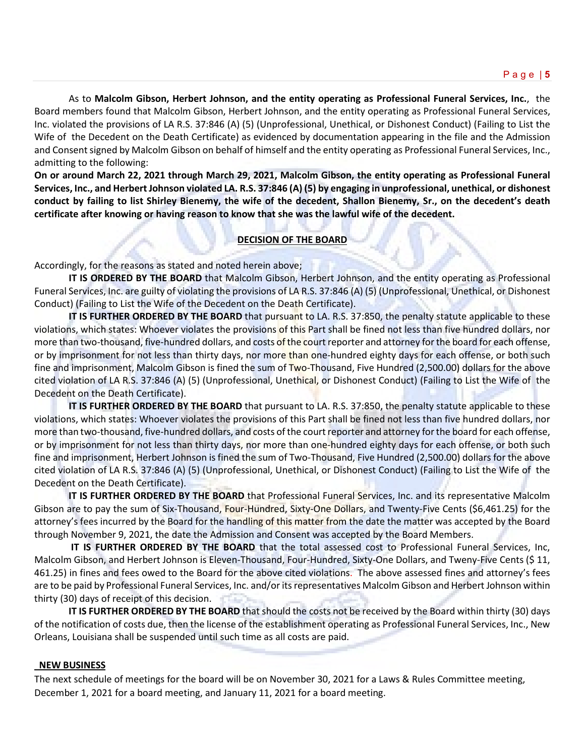As to **Malcolm Gibson, Herbert Johnson, and the entity operating as Professional Funeral Services, Inc.**, the Board members found that Malcolm Gibson, Herbert Johnson, and the entity operating as Professional Funeral Services, Inc. violated the provisions of LA R.S. 37:846 (A) (5) (Unprofessional, Unethical, or Dishonest Conduct) (Failing to List the Wife of the Decedent on the Death Certificate) as evidenced by documentation appearing in the file and the Admission and Consent signed by Malcolm Gibson on behalf of himself and the entity operating as Professional Funeral Services, Inc., admitting to the following:

**On or around March 22, 2021 through March 29, 2021, Malcolm Gibson, the entity operating as Professional Funeral Services, Inc., and Herbert Johnson violated LA. R.S. 37:846 (A) (5) by engaging in unprofessional, unethical, or dishonest conduct by failing to list Shirley Bienemy, the wife of the decedent, Shallon Bienemy, Sr., on the decedent's death certificate after knowing or having reason to know that she was the lawful wife of the decedent.**

**DECISION OF THE BOARD**

Accordingly, for the reasons as stated and noted herein above;

**IT IS ORDERED BY THE BOARD** that Malcolm Gibson, Herbert Johnson, and the entity operating as Professional Funeral Services, Inc. are guilty of violating the provisions of LA R.S. 37:846 (A) (5) (Unprofessional, Unethical, or Dishonest Conduct) (Failing to List the Wife of the Decedent on the Death Certificate).

**IT IS FURTHER ORDERED BY THE BOARD** that pursuant to LA. R.S. 37:850, the penalty statute applicable to these violations, which states: Whoever violates the provisions of this Part shall be fined not less than five hundred dollars, nor more than two-thousand, five-hundred dollars, and costs of the court reporter and attorney for the board for each offense, or by imprisonment for not less than thirty days, nor more than one-hundred eighty days for each offense, or both such fine and imprisonment, Malcolm Gibson is fined the sum of Two-Thousand, Five Hundred (2,500.00) dollars for the above cited violation of LA R.S. 37:846 (A) (5) (Unprofessional, Unethical, or Dishonest Conduct) (Failing to List the Wife of the Decedent on the Death Certificate).

**IT IS FURTHER ORDERED BY THE BOARD** that pursuant to LA. R.S. 37:850, the penalty statute applicable to these violations, which states: Whoever violates the provisions of this Part shall be fined not less than five hundred dollars, nor more than two-thousand, five-hundred dollars, and costs of the court reporter and attorney for the board for each offense, or by imprisonment for not less than thirty days, nor more than one-hundred eighty days for each offense, or both such fine and imprisonment, Herbert Johnson is fined the sum of Two-Thousand, Five Hundred (2,500.00) dollars for the above cited violation of LA R.S. 37:846 (A) (5) (Unprofessional, Unethical, or Dishonest Conduct) (Failing to List the Wife of the Decedent on the Death Certificate).

**IT IS FURTHER ORDERED BY THE BOARD** that Professional Funeral Services, Inc. and its representative Malcolm Gibson are to pay the sum of Six-Thousand, Four-Hundred, Sixty-One Dollars, and Twenty-Five Cents ($6,461.25) for the attorney's fees incurred by the Board for the handling of this matter from the date the matter was accepted by the Board through November 9, 2021, the date the Admission and Consent was accepted by the Board Members.

**IT IS FURTHER ORDERED BY THE BOARD** that the total assessed cost to Professional Funeral Services, Inc, Malcolm Gibson, and Herbert Johnson is Eleven-Thousand, Four-Hundred, Sixty-One Dollars, and Tweny-Five Cents ($ 11, 461.25) in fines and fees owed to the Board for the above cited violations. The above assessed fines and attorney's fees are to be paid by Professional Funeral Services, Inc. and/or its representatives Malcolm Gibson and Herbert Johnson within thirty (30) days of receipt of this decision.

**IT IS FURTHER ORDERED BY THE BOARD** that should the costs not be received by the Board within thirty (30) days of the notification of costs due, then the license of the establishment operating as Professional Funeral Services, Inc., New Orleans, Louisiana shall be suspended until such time as all costs are paid.

**NEW BUSINESS**

The next schedule of meetings for the board will be on November 30, 2021 for a Laws & Rules Committee meeting, December 1, 2021 for a board meeting, and January 11, 2021 for a board meeting.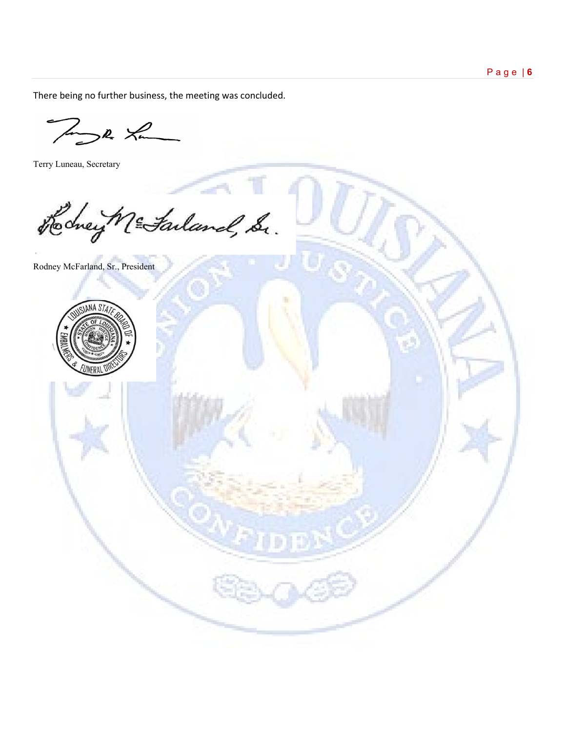There being no further business, the meeting was concluded.

Terry Luneau, Secretary

Rodney McFarland, Sr., President